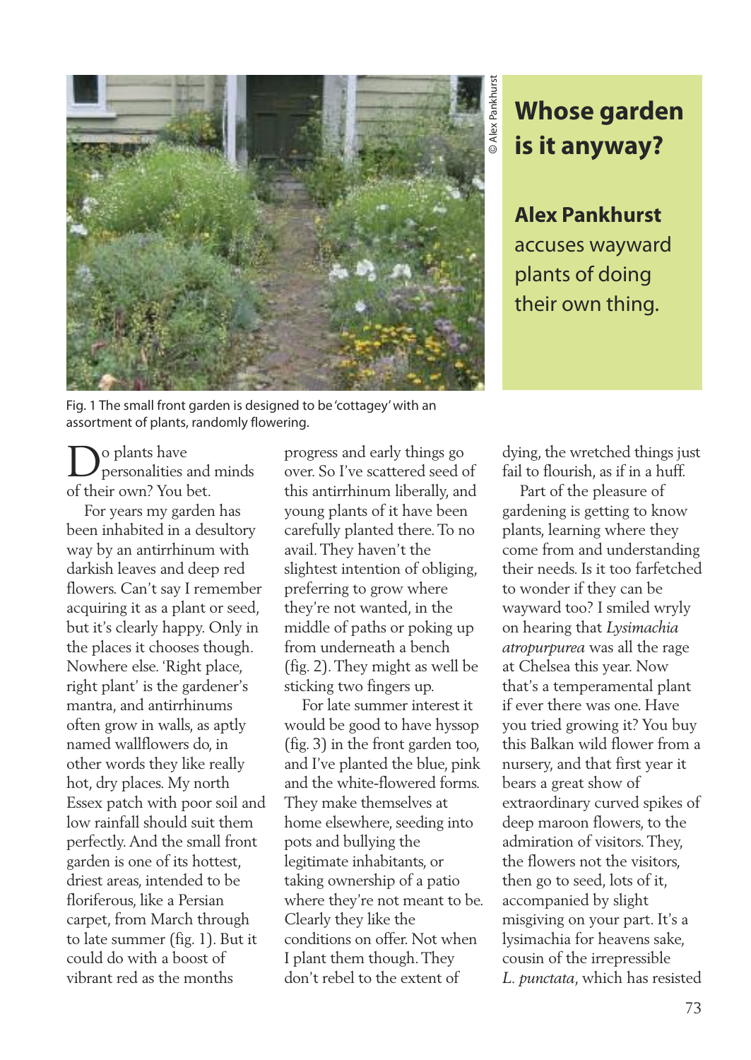# Whose garden is it anyway?

**Alex Pankhurst** accuses wayward plants of doing their own thing.

© Alex Pankhurst

Fig. 1 The small front garden is designed to be 'cottagey' with an assortment of plants, randomly flowering.

Do plants have personalities and minds of their own? You bet.

For years my garden has been inhabited in a desultory way by an antirrhinum with darkish leaves and deep red flowers. Can't say I remember acquiring it as a plant or seed, but it's clearly happy. Only in the places it chooses though. Nowhere else. 'Right place, right plant' is the gardener's mantra, and antirrhinums often grow in walls, as aptly named wallflowers do, in other words they like really hot, dry places. My north Essex patch with poor soil and low rainfall should suit them perfectly. And the small front garden is one of its hottest, driest areas, intended to be floriferous, like a Persian carpet, from March through to late summer (fig. 1). But it could do with a boost of vibrant red as the months progress and early things go over. So I've scattered seed of this antirrhinum liberally, and young plants of it have been carefully planted there. To no avail. They haven't the slightest intention of obliging, preferring to grow where they're not wanted, in the middle of paths or poking up from underneath a bench (fig. 2). They might as well be sticking two fingers up.

For late summer interest it would be good to have hyssop (fig. 3) in the front garden too, and I've planted the blue, pink and the white-flowered forms. They make themselves at home elsewhere, seeding into pots and bullying the legitimate inhabitants, or taking ownership of a patio where they're not meant to be. Clearly they like the conditions on offer. Not when I plant them though. They don't rebel to the extent of dying, the wretched things just fail to flourish, as if in a huff.

Part of the pleasure of gardening is getting to know plants, learning where they come from and understanding their needs. Is it too farfetched to wonder if they can be wayward too? I smiled wryly on hearing that *Lysimachia atropurpurea* was all the rage at Chelsea this year. Now that's a temperamental plant if ever there was one. Have you tried growing it? You buy this Balkan wild flower from a nursery, and that first year it bears a great show of extraordinary curved spikes of deep maroon flowers, to the admiration of visitors. They, the flowers not the visitors, then go to seed, lots of it, accompanied by slight misgiving on your part. It's a lysimachia for heavens sake, cousin of the irrepressible *L. punctata*, which has resisted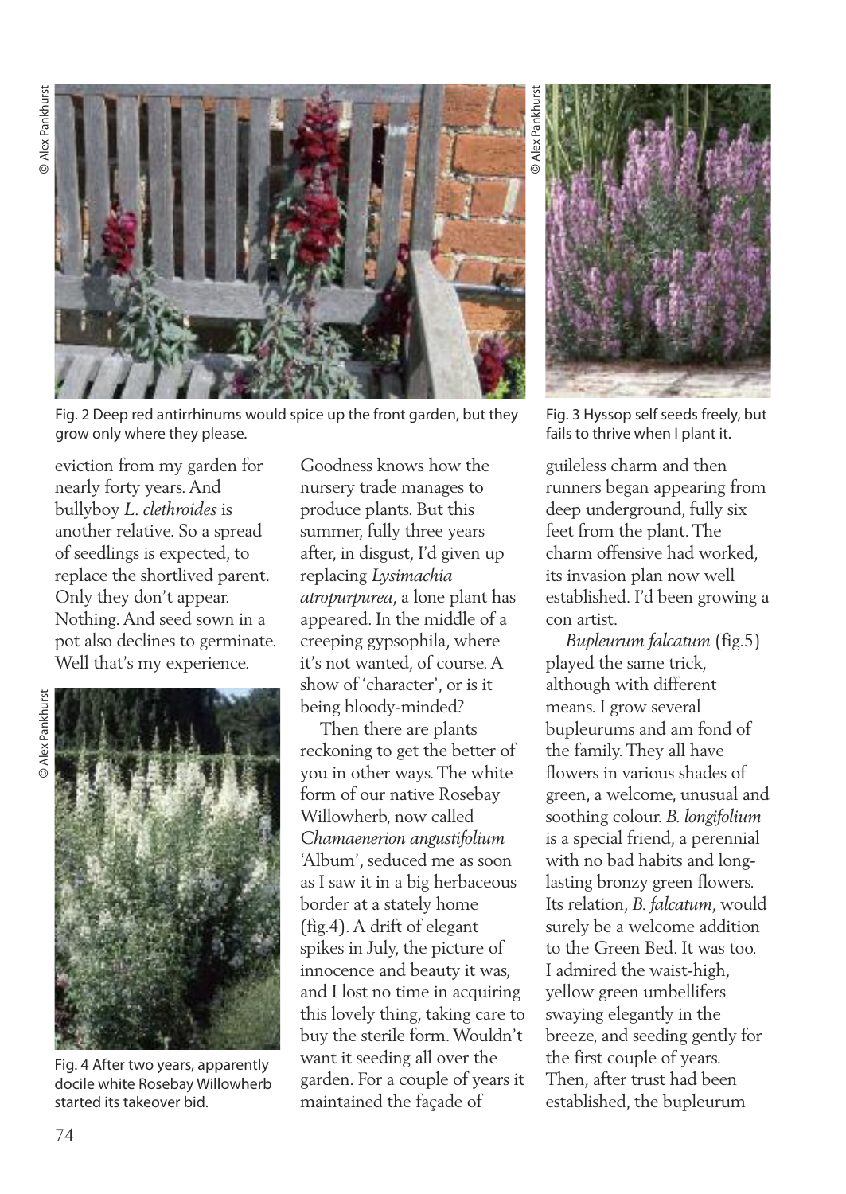Fig. 2 Deep red antirrhinums would spice up the front garden, but they grow only where they please.

Fig. 3 Hyssop self seeds freely, but fails to thrive when I plant it.

eviction from my garden for nearly forty years. And bullyboy *L. clethroides* is another relative. So a spread of seedlings is expected, to replace the shortlived parent. Only they don't appear. Nothing. And seed sown in a pot also declines to germinate. Well that's my experience.

Fig. 4 After two years, apparently docile white Rosebay Willowherb started its takeover bid.

Goodness knows how the nursery trade manages to produce plants. But this summer, fully three years after, in disgust, I'd given up replacing *Lysimachia atropurpurea*, a lone plant has appeared. In the middle of a creeping gypsophila, where it's not wanted, of course. A show of 'character', or is it being bloody-minded?

Then there are plants reckoning to get the better of you in other ways. The white form of our native Rosebay Willowherb, now called *Chamaenerion angustifolium* 'Album', seduced me as soon as I saw it in a big herbaceous border at a stately home (fig.4). A drift of elegant spikes in July, the picture of innocence and beauty it was, and I lost no time in acquiring this lovely thing, taking care to buy the sterile form. Wouldn't want it seeding all over the garden. For a couple of years it maintained the façade of guileless charm and then runners began appearing from deep underground, fully six feet from the plant. The charm offensive had worked, its invasion plan now well established. I'd been growing a con artist.

*Bupleurum falcatum* (fig.5) played the same trick, although with different means. I grow several bupleurums and am fond of the family. They all have flowers in various shades of green, a welcome, unusual and soothing colour. *B. longifolium* is a special friend, a perennial with no bad habits and long-lasting bronzy green flowers. Its relation, *B. falcatum*, would surely be a welcome addition to the Green Bed. It was too. I admired the waist-high, yellow green umbellifers swaying elegantly in the breeze, and seeding gently for the first couple of years. Then, after trust had been established, the bupleurum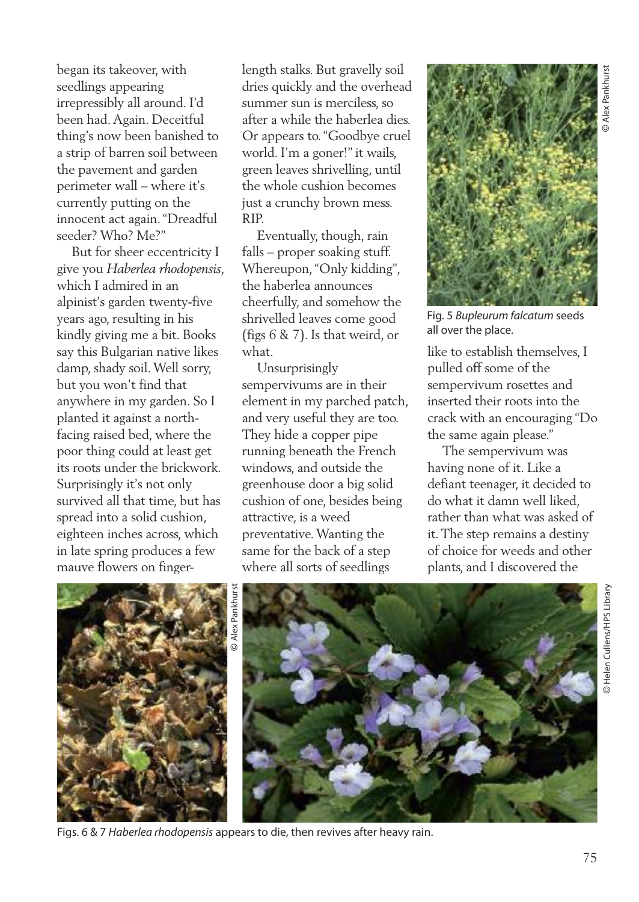began its takeover, with seedlings appearing irrepressibly all around. I'd been had. Again. Deceitful thing's now been banished to a strip of barren soil between the pavement and garden perimeter wall – where it's currently putting on the innocent act again. "Dreadful seeder? Who? Me?"

But for sheer eccentricity I give you *Haberlea rhodopensis*, which I admired in an alpinist's garden twenty-five years ago, resulting in his kindly giving me a bit. Books say this Bulgarian native likes damp, shady soil. Well sorry, but you won't find that anywhere in my garden. So I planted it against a north-facing raised bed, where the poor thing could at least get its roots under the brickwork. Surprisingly it's not only survived all that time, but has spread into a solid cushion, eighteen inches across, which in late spring produces a few mauve flowers on finger-length stalks. But gravelly soil dries quickly and the overhead summer sun is merciless, so after a while the haberlea dies. Or appears to. "Goodbye cruel world. I'm a goner!" it wails, green leaves shrivelling, until the whole cushion becomes just a crunchy brown mess. RIP.

Eventually, though, rain falls – proper soaking stuff. Whereupon, "Only kidding", the haberlea announces cheerfully, and somehow the shrivelled leaves come good (figs 6 & 7). Is that weird, or what.

Unsurprisingly sempervivums are in their element in my parched patch, and very useful they are too. They hide a copper pipe running beneath the French windows, and outside the greenhouse door a big solid cushion of one, besides being attractive, is a weed preventative. Wanting the same for the back of a step where all sorts of seedlings like to establish themselves, I pulled off some of the sempervivum rosettes and inserted their roots into the crack with an encouraging "Do the same again please."

The sempervivum was having none of it. Like a defiant teenager, it decided to do what it damn well liked, rather than what was asked of it. The step remains a destiny of choice for weeds and other plants, and I discovered the

© Alex Pankhurst

Fig. 5 *Bupleurum falcatum* seeds all over the place.

© Alex Pankhurst

© Helen Cullens/HPS Library

Figs. 6 & 7 *Haberlea rhodopensis* appears to die, then revives after heavy rain.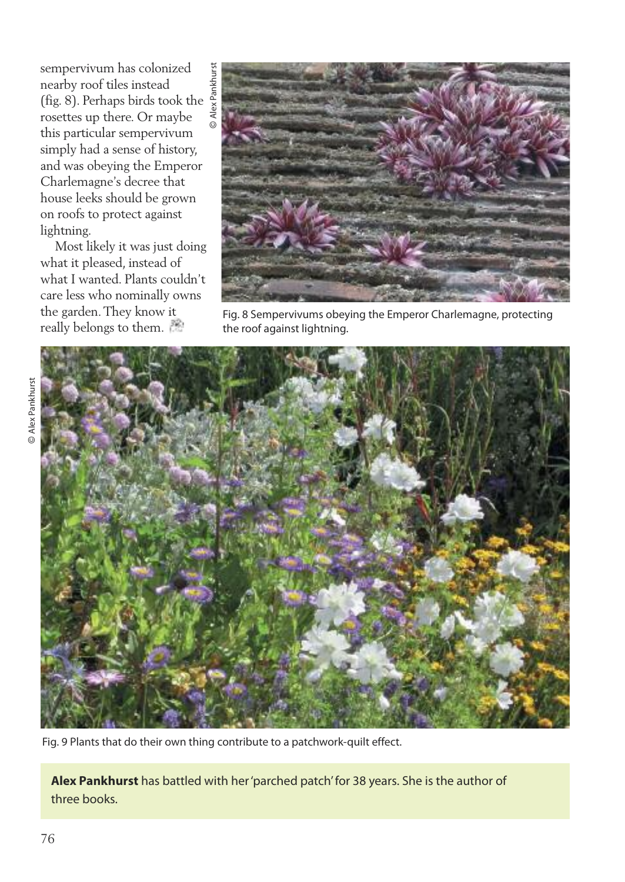sempervivum has colonized nearby roof tiles instead (fig. 8). Perhaps birds took the rosettes up there. Or maybe this particular sempervivum simply had a sense of history, and was obeying the Emperor Charlemagne's decree that house leeks should be grown on roofs to protect against lightning.

Most likely it was just doing what it pleased, instead of what I wanted. Plants couldn't care less who nominally owns the garden. They know it really belongs to them.

© Alex Pankhurst

Fig. 8 Sempervivums obeying the Emperor Charlemagne, protecting the roof against lightning.

© Alex Pankhurst

Fig. 9 Plants that do their own thing contribute to a patchwork-quilt effect.

**Alex Pankhurst** has battled with her 'parched patch' for 38 years. She is the author of three books.